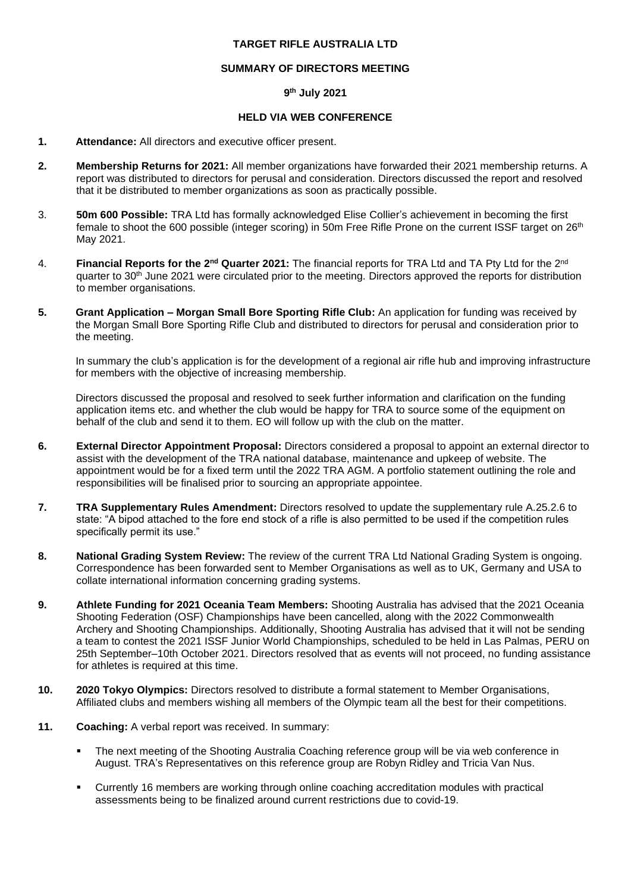**TARGET RIFLE AUSTRALIA LTD**

**SUMMARY OF DIRECTORS MEETING**

**9th July 2021**

**HELD VIA WEB CONFERENCE**

**1. Attendance:** All directors and executive officer present.

**2. Membership Returns for 2021:** All member organizations have forwarded their 2021 membership returns. A report was distributed to directors for perusal and consideration. Directors discussed the report and resolved that it be distributed to member organizations as soon as practically possible.

3. **50m 600 Possible:** TRA Ltd has formally acknowledged Elise Collier's achievement in becoming the first female to shoot the 600 possible (integer scoring) in 50m Free Rifle Prone on the current ISSF target on 26th May 2021.

4. **Financial Reports for the 2nd Quarter 2021:** The financial reports for TRA Ltd and TA Pty Ltd for the 2nd quarter to 30th June 2021 were circulated prior to the meeting. Directors approved the reports for distribution to member organisations.

**5. Grant Application – Morgan Small Bore Sporting Rifle Club:** An application for funding was received by the Morgan Small Bore Sporting Rifle Club and distributed to directors for perusal and consideration prior to the meeting.

In summary the club's application is for the development of a regional air rifle hub and improving infrastructure for members with the objective of increasing membership.

Directors discussed the proposal and resolved to seek further information and clarification on the funding application items etc. and whether the club would be happy for TRA to source some of the equipment on behalf of the club and send it to them. EO will follow up with the club on the matter.

**6. External Director Appointment Proposal:** Directors considered a proposal to appoint an external director to assist with the development of the TRA national database, maintenance and upkeep of website. The appointment would be for a fixed term until the 2022 TRA AGM. A portfolio statement outlining the role and responsibilities will be finalised prior to sourcing an appropriate appointee.

**7. TRA Supplementary Rules Amendment:** Directors resolved to update the supplementary rule A.25.2.6 to state: "A bipod attached to the fore end stock of a rifle is also permitted to be used if the competition rules specifically permit its use."

**8. National Grading System Review:** The review of the current TRA Ltd National Grading System is ongoing. Correspondence has been forwarded sent to Member Organisations as well as to UK, Germany and USA to collate international information concerning grading systems.

**9. Athlete Funding for 2021 Oceania Team Members:** Shooting Australia has advised that the 2021 Oceania Shooting Federation (OSF) Championships have been cancelled, along with the 2022 Commonwealth Archery and Shooting Championships. Additionally, Shooting Australia has advised that it will not be sending a team to contest the 2021 ISSF Junior World Championships, scheduled to be held in Las Palmas, PERU on 25th September–10th October 2021. Directors resolved that as events will not proceed, no funding assistance for athletes is required at this time.

**10. 2020 Tokyo Olympics:** Directors resolved to distribute a formal statement to Member Organisations, Affiliated clubs and members wishing all members of the Olympic team all the best for their competitions.

**11. Coaching:** A verbal report was received. In summary:

- The next meeting of the Shooting Australia Coaching reference group will be via web conference in August. TRA's Representatives on this reference group are Robyn Ridley and Tricia Van Nus.
- Currently 16 members are working through online coaching accreditation modules with practical assessments being to be finalized around current restrictions due to covid-19.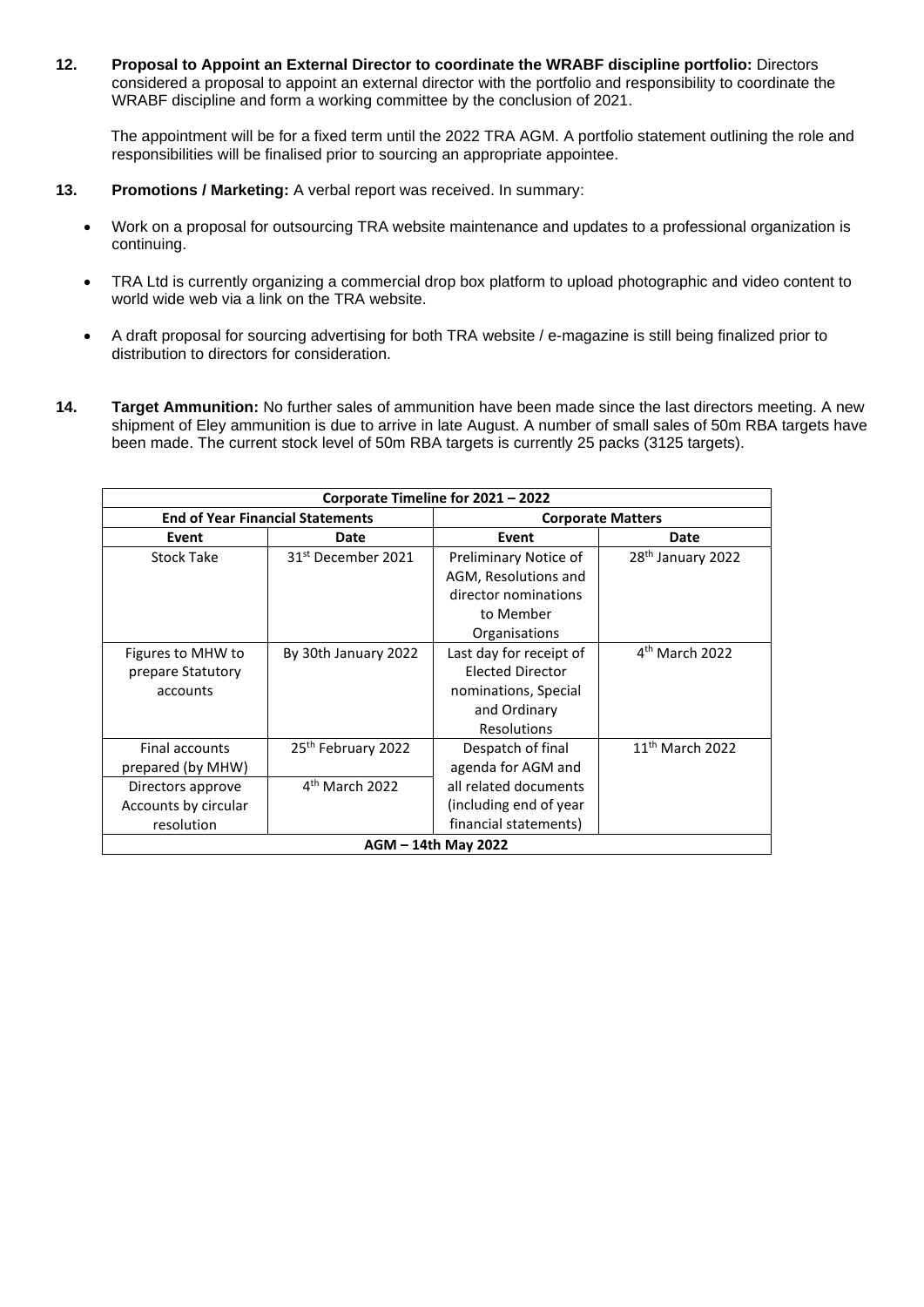**12. Proposal to Appoint an External Director to coordinate the WRABF discipline portfolio:** Directors considered a proposal to appoint an external director with the portfolio and responsibility to coordinate the WRABF discipline and form a working committee by the conclusion of 2021.

The appointment will be for a fixed term until the 2022 TRA AGM. A portfolio statement outlining the role and responsibilities will be finalised prior to sourcing an appropriate appointee.

**13. Promotions / Marketing:** A verbal report was received. In summary:

- Work on a proposal for outsourcing TRA website maintenance and updates to a professional organization is continuing.
- TRA Ltd is currently organizing a commercial drop box platform to upload photographic and video content to world wide web via a link on the TRA website.
- A draft proposal for sourcing advertising for both TRA website / e-magazine is still being finalized prior to distribution to directors for consideration.

**14. Target Ammunition:** No further sales of ammunition have been made since the last directors meeting. A new shipment of Eley ammunition is due to arrive in late August. A number of small sales of 50m RBA targets have been made. The current stock level of 50m RBA targets is currently 25 packs (3125 targets).

| **Corporate Timeline for 2021 – 2022** | | | |
|---|---|---|---|
| **End of Year Financial Statements** | | **Corporate Matters** | |
| **Event** | **Date** | **Event** | **Date** |
| Stock Take | 31st December 2021 | Preliminary Notice of AGM, Resolutions and director nominations to Member Organisations | 28th January 2022 |
| Figures to MHW to prepare Statutory accounts | By 30th January 2022 | Last day for receipt of Elected Director nominations, Special and Ordinary Resolutions | 4th March 2022 |
| Final accounts prepared (by MHW) | 25th February 2022 | Despatch of final agenda for AGM and all related documents (including end of year financial statements) | 11th March 2022 |
| Directors approve Accounts by circular resolution | 4th March 2022 | | |
| **AGM – 14th May 2022** | | | |